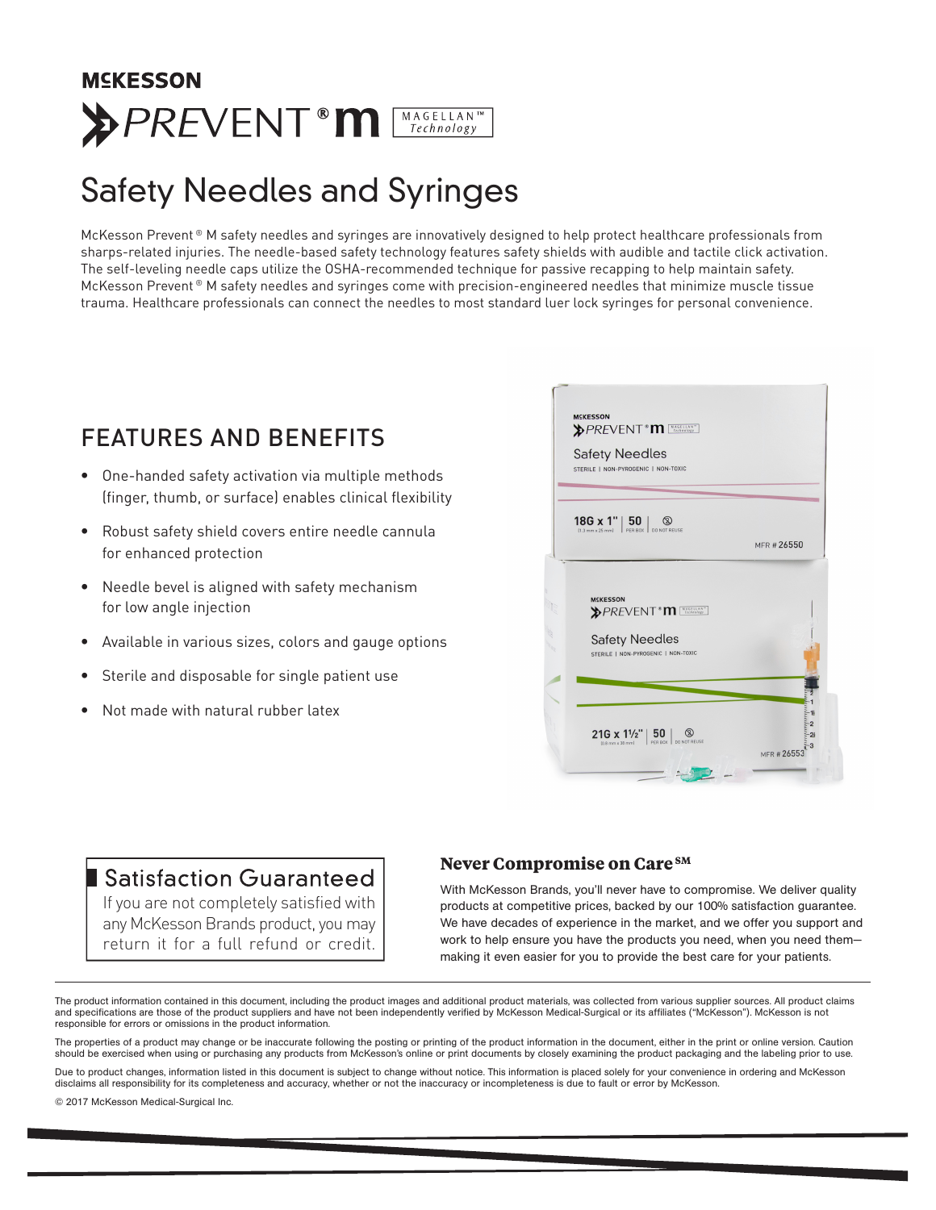**McKESSON**

# PREVENT® m MAGELLAN™ Technology

# Safety Needles and Syringes

McKesson Prevent® M safety needles and syringes are innovatively designed to help protect healthcare professionals from sharps-related injuries. The needle-based safety technology features safety shields with audible and tactile click activation. The self-leveling needle caps utilize the OSHA-recommended technique for passive recapping to help maintain safety. McKesson Prevent® M safety needles and syringes come with precision-engineered needles that minimize muscle tissue trauma. Healthcare professionals can connect the needles to most standard luer lock syringes for personal convenience.

## FEATURES AND BENEFITS

- One-handed safety activation via multiple methods (finger, thumb, or surface) enables clinical flexibility
- Robust safety shield covers entire needle cannula for enhanced protection
- Needle bevel is aligned with safety mechanism for low angle injection
- Available in various sizes, colors and gauge options
- Sterile and disposable for single patient use
- Not made with natural rubber latex

## Satisfaction Guaranteed

If you are not completely satisfied with any McKesson Brands product, you may return it for a full refund or credit.

## Never Compromise on Care℠

With McKesson Brands, you'll never have to compromise. We deliver quality products at competitive prices, backed by our 100% satisfaction guarantee. We have decades of experience in the market, and we offer you support and work to help ensure you have the products you need, when you need them—making it even easier for you to provide the best care for your patients.

---

The product information contained in this document, including the product images and additional product materials, was collected from various supplier sources. All product claims and specifications are those of the product suppliers and have not been independently verified by McKesson Medical-Surgical or its affiliates ("McKesson"). McKesson is not responsible for errors or omissions in the product information.

The properties of a product may change or be inaccurate following the posting or printing of the product information in the document, either in the print or online version. Caution should be exercised when using or purchasing any products from McKesson's online or print documents by closely examining the product packaging and the labeling prior to use.

Due to product changes, information listed in this document is subject to change without notice. This information is placed solely for your convenience in ordering and McKesson disclaims all responsibility for its completeness and accuracy, whether or not the inaccuracy or incompleteness is due to fault or error by McKesson.

© 2017 McKesson Medical-Surgical Inc.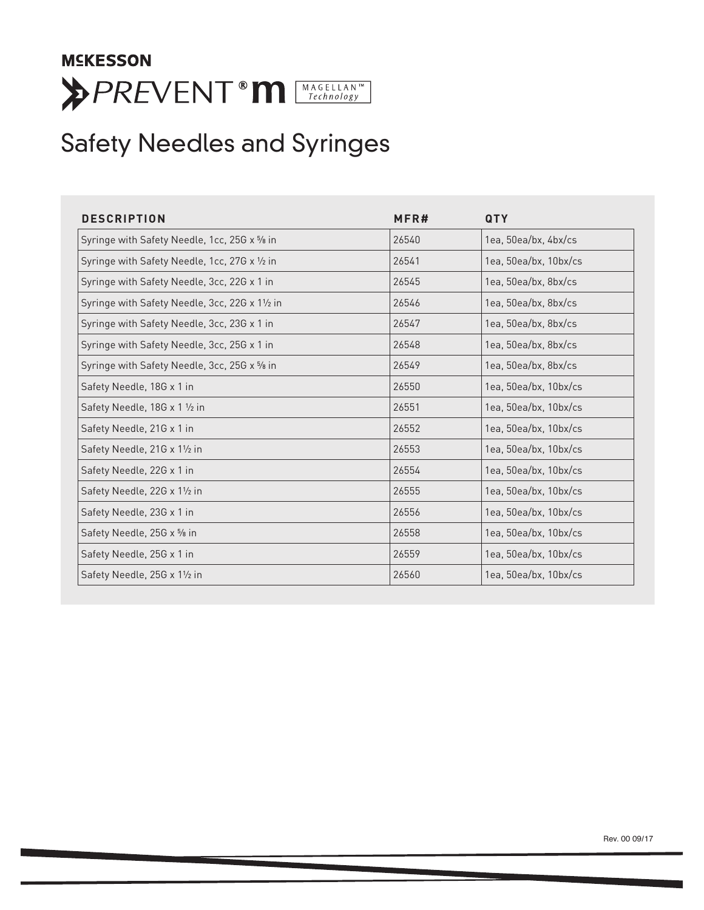MCKESSON

PREVENT® m MAGELLAN™ Technology

# Safety Needles and Syringes

| DESCRIPTION | MFR# | QTY |
|---|---|---|
| Syringe with Safety Needle, 1cc, 25G x ⅝ in | 26540 | 1ea, 50ea/bx, 4bx/cs |
| Syringe with Safety Needle, 1cc, 27G x ½ in | 26541 | 1ea, 50ea/bx, 10bx/cs |
| Syringe with Safety Needle, 3cc, 22G x 1 in | 26545 | 1ea, 50ea/bx, 8bx/cs |
| Syringe with Safety Needle, 3cc, 22G x 1½ in | 26546 | 1ea, 50ea/bx, 8bx/cs |
| Syringe with Safety Needle, 3cc, 23G x 1 in | 26547 | 1ea, 50ea/bx, 8bx/cs |
| Syringe with Safety Needle, 3cc, 25G x 1 in | 26548 | 1ea, 50ea/bx, 8bx/cs |
| Syringe with Safety Needle, 3cc, 25G x ⅝ in | 26549 | 1ea, 50ea/bx, 8bx/cs |
| Safety Needle, 18G x 1 in | 26550 | 1ea, 50ea/bx, 10bx/cs |
| Safety Needle, 18G x 1 ½ in | 26551 | 1ea, 50ea/bx, 10bx/cs |
| Safety Needle, 21G x 1 in | 26552 | 1ea, 50ea/bx, 10bx/cs |
| Safety Needle, 21G x 1½ in | 26553 | 1ea, 50ea/bx, 10bx/cs |
| Safety Needle, 22G x 1 in | 26554 | 1ea, 50ea/bx, 10bx/cs |
| Safety Needle, 22G x 1½ in | 26555 | 1ea, 50ea/bx, 10bx/cs |
| Safety Needle, 23G x 1 in | 26556 | 1ea, 50ea/bx, 10bx/cs |
| Safety Needle, 25G x ⅝ in | 26558 | 1ea, 50ea/bx, 10bx/cs |
| Safety Needle, 25G x 1 in | 26559 | 1ea, 50ea/bx, 10bx/cs |
| Safety Needle, 25G x 1½ in | 26560 | 1ea, 50ea/bx, 10bx/cs |

Rev. 00 09/17